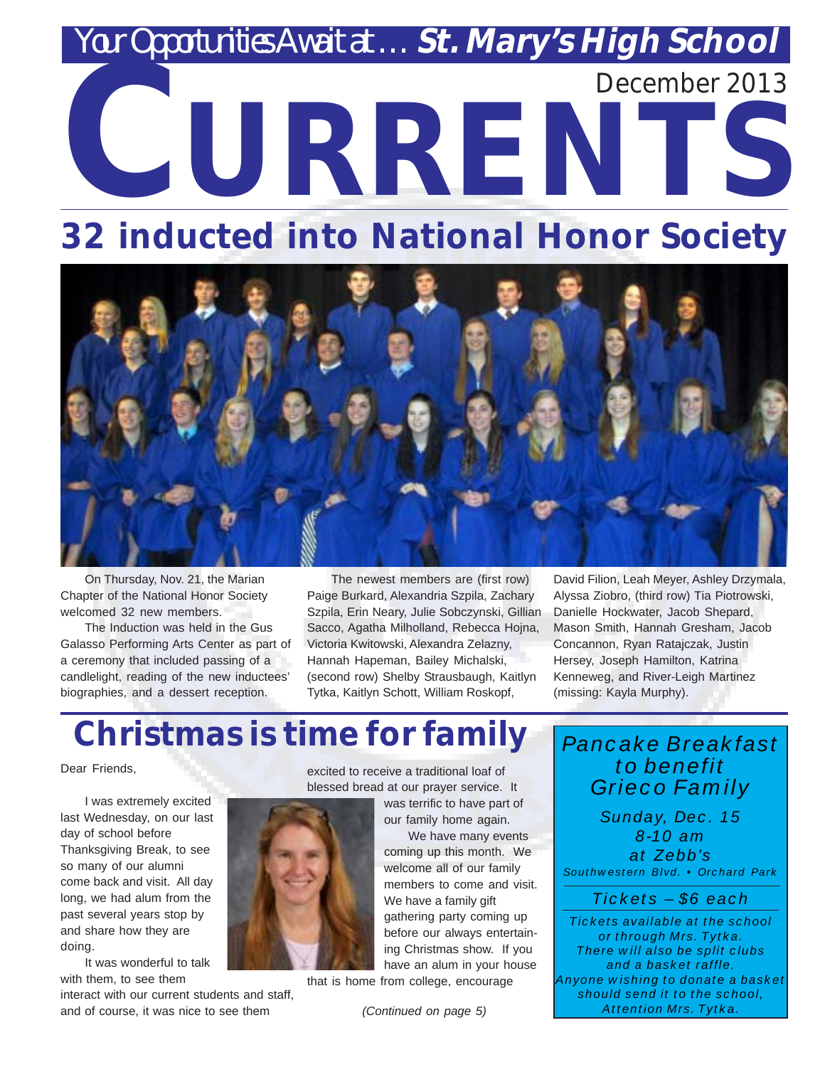*Your Opportunities Await at …* ***St. Mary's High School***

December 2013

# CURRENTS

## 32 inducted into National Honor Society

On Thursday, Nov. 21, the Marian Chapter of the National Honor Society welcomed 32 new members.

The Induction was held in the Gus Galasso Performing Arts Center as part of a ceremony that included passing of a candlelight, reading of the new inductees' biographies, and a dessert reception.

The newest members are (first row) Paige Burkard, Alexandria Szpila, Zachary Szpila, Erin Neary, Julie Sobczynski, Gillian Sacco, Agatha Milholland, Rebecca Hojna, Victoria Kwitowski, Alexandra Zelazny, Hannah Hapeman, Bailey Michalski, (second row) Shelby Strausbaugh, Kaitlyn Tytka, Kaitlyn Schott, William Roskopf, David Filion, Leah Meyer, Ashley Drzymala, Alyssa Ziobro, (third row) Tia Piotrowski, Danielle Hockwater, Jacob Shepard, Mason Smith, Hannah Gresham, Jacob Concannon, Ryan Ratajczak, Justin Hersey, Joseph Hamilton, Katrina Kenneweg, and River-Leigh Martinez (missing: Kayla Murphy).

## Christmas is time for family

Dear Friends,

I was extremely excited last Wednesday, on our last day of school before Thanksgiving Break, to see so many of our alumni come back and visit. All day long, we had alum from the past several years stop by and share how they are doing.

It was wonderful to talk with them, to see them interact with our current students and staff, and of course, it was nice to see them excited to receive a traditional loaf of blessed bread at our prayer service. It was terrific to have part of our family home again.

We have many events coming up this month. We welcome all of our family members to come and visit. We have a family gift gathering party coming up before our always entertaining Christmas show. If you have an alum in your house that is home from college, encourage

*(Continued on page 5)*

---

*Pancake Breakfast to benefit Grieco Family*

*Sunday, Dec. 15*
*8-10 am*
*at Zebb's*
*Southwestern Blvd. • Orchard Park*

*Tickets – $6 each*

*Tickets available at the school or through Mrs. Tytka. There will also be split clubs and a basket raffle. Anyone wishing to donate a basket should send it to the school, Attention Mrs. Tytka.*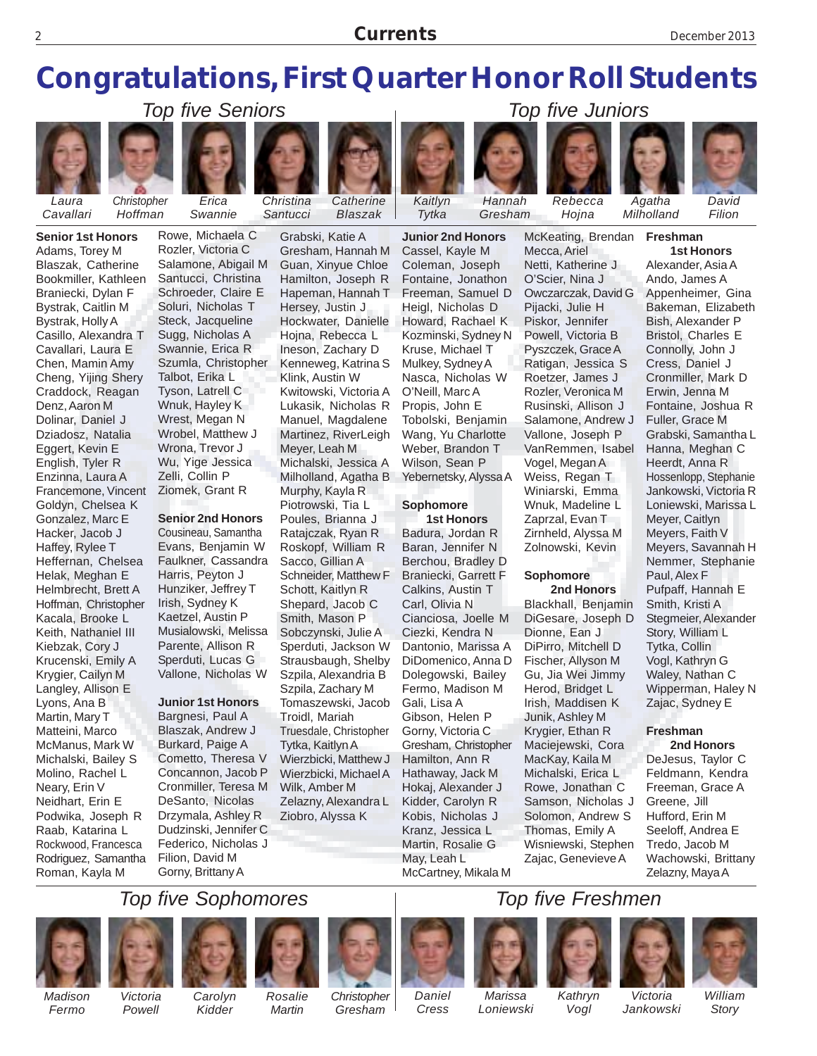# Congratulations, First Quarter Honor Roll Students

## Top five Seniors

Laura Cavallari, Christopher Hoffman, Erica Swannie, Christina Santucci, Catherine Blaszak

## Top five Juniors

Kaitlyn Tytka, Hannah Gresham, Rebecca Hojna, Agatha Milholland, David Filion

### Senior 1st Honors

Adams, Torey M
Blaszak, Catherine
Bookmiller, Kathleen
Braniecki, Dylan F
Bystrak, Caitlin M
Bystrak, Holly A
Casillo, Alexandra T
Cavallari, Laura E
Chen, Mamin Amy
Cheng, Yijing Shery
Craddock, Reagan
Denz, Aaron M
Dolinar, Daniel J
Dziadosz, Natalia
Eggert, Kevin E
English, Tyler R
Enzinna, Laura A
Francemone, Vincent
Goldyn, Chelsea K
Gonzalez, Marc E
Hacker, Jacob J
Haffey, Rylee T
Heffernan, Chelsea
Helak, Meghan E
Helmbrecht, Brett A
Hoffman, Christopher
Kacala, Brooke L
Keith, Nathaniel III
Kiebzak, Cory J
Krucenski, Emily A
Krygier, Cailyn M
Langley, Allison E
Lyons, Ana B
Martin, Mary T
Matteini, Marco
McManus, Mark W
Michalski, Bailey S
Molino, Rachel L
Neary, Erin V
Neidhart, Erin E
Podwika, Joseph R
Raab, Katarina L
Rockwood, Francesca
Rodriguez, Samantha
Roman, Kayla M
Rowe, Michaela C
Rozler, Victoria C
Salamone, Abigail M
Santucci, Christina
Schroeder, Claire E
Soluri, Nicholas T
Steck, Jacqueline
Sugg, Nicholas A
Swannie, Erica R
Szumla, Christopher
Talbot, Erika L
Tyson, Latrell C
Wnuk, Hayley K
Wrest, Megan N
Wrobel, Matthew J
Wrona, Trevor J
Wu, Yige Jessica
Zelli, Collin P
Ziomek, Grant R

### Senior 2nd Honors

Cousineau, Samantha
Evans, Benjamin W
Faulkner, Cassandra
Harris, Peyton J
Hunziker, Jeffrey T
Irish, Sydney K
Kaetzel, Austin P
Musialowski, Melissa
Parente, Allison R
Sperduti, Lucas G
Vallone, Nicholas W

### Junior 1st Honors

Bargnesi, Paul A
Blaszak, Andrew J
Burkard, Paige A
Cometto, Theresa V
Concannon, Jacob P
Cronmiller, Teresa M
DeSanto, Nicolas
Drzymala, Ashley R
Dudzinski, Jennifer C
Federico, Nicholas J
Filion, David M
Gorny, Brittany A
Grabski, Katie A
Gresham, Hannah M
Guan, Xinyue Chloe
Hamilton, Joseph R
Hapeman, Hannah T
Hersey, Justin J
Hockwater, Danielle
Hojna, Rebecca L
Ineson, Zachary D
Kenneweg, Katrina S
Klink, Austin W
Kwitowski, Victoria A
Lukasik, Nicholas R
Manuel, Magdalene
Martinez, RiverLeigh
Meyer, Leah M
Michalski, Jessica A
Milholland, Agatha B
Murphy, Kayla R
Piotrowski, Tia L
Poules, Brianna J
Ratajczak, Ryan R
Roskopf, William R
Sacco, Gillian A
Schneider, Matthew F
Schott, Kaitlyn R
Shepard, Jacob C
Smith, Mason P
Sobczynski, Julie A
Sperduti, Jackson W
Strausbaugh, Shelby
Szpila, Alexandria B
Szpila, Zachary M
Tomaszewski, Jacob
Troidl, Mariah
Truesdale, Christopher
Tytka, Kaitlyn A
Wierzbicki, Matthew J
Wierzbicki, Michael A
Wilk, Amber M
Zelazny, Alexandra L
Ziobro, Alyssa K

### Junior 2nd Honors

Cassel, Kayle M
Coleman, Joseph
Fontaine, Jonathon
Freeman, Samuel D
Heigl, Nicholas D
Howard, Rachael K
Kozminski, Sydney N
Kruse, Michael T
Mulkey, Sydney A
Nasca, Nicholas W
O'Neill, Marc A
Propis, John E
Tobolski, Benjamin
Wang, Yu Charlotte
Weber, Brandon T
Wilson, Sean P
Yebernetsky, Alyssa A

### Sophomore 1st Honors

Badura, Jordan R
Baran, Jennifer N
Berchou, Bradley D
Braniecki, Garrett F
Calkins, Austin T
Carl, Olivia N
Cianciosa, Joelle M
Ciezki, Kendra N
Dantonio, Marissa A
DiDomenico, Anna D
Dolegowski, Bailey
Fermo, Madison M
Gali, Lisa A
Gibson, Helen P
Gorny, Victoria C
Gresham, Christopher
Hamilton, Ann R
Hathaway, Jack M
Hokaj, Alexander J
Kidder, Carolyn R
Kobis, Nicholas J
Kranz, Jessica L
Martin, Rosalie G
May, Leah L
McCartney, Mikala M
McKeating, Brendan
Mecca, Ariel
Netti, Katherine J
O'Scier, Nina J
Owczarczak, David G
Pijacki, Julie H
Piskor, Jennifer
Powell, Victoria B
Pyszczek, Grace A
Ratigan, Jessica S
Roetzer, James J
Rozler, Veronica M
Rusinski, Allison J
Salamone, Andrew J
Vallone, Joseph P
VanRemmen, Isabel
Vogel, Megan A
Weiss, Regan T
Winiarski, Emma
Wnuk, Madeline L
Zaprzal, Evan T
Zirnheld, Alyssa M
Zolnowski, Kevin

### Sophomore 2nd Honors

Blackhall, Benjamin
DiGesare, Joseph D
Dionne, Ean J
DiPirro, Mitchell D
Fischer, Allyson M
Gu, Jia Wei Jimmy
Herod, Bridget L
Irish, Maddisen K
Junik, Ashley M
Krygier, Ethan R
Maciejewski, Cora
MacKay, Kaila M
Michalski, Erica L
Rowe, Jonathan C
Samson, Nicholas J
Solomon, Andrew S
Thomas, Emily A
Wisniewski, Stephen
Zajac, Genevieve A

### Freshman 1st Honors

Alexander, Asia A
Ando, James A
Appenheimer, Gina
Bakeman, Elizabeth
Bish, Alexander P
Bristol, Charles E
Connolly, John J
Cress, Daniel J
Cronmiller, Mark D
Erwin, Jenna M
Fontaine, Joshua R
Fuller, Grace M
Grabski, Samantha L
Hanna, Meghan C
Heerdt, Anna R
Hossenlopp, Stephanie
Jankowski, Victoria R
Loniewski, Marissa L
Meyer, Caitlyn
Meyers, Faith V
Meyers, Savannah H
Nemmer, Stephanie
Paul, Alex F
Pufpaff, Hannah E
Smith, Kristi A
Stegmeier, Alexander
Story, William L
Tytka, Collin
Vogl, Kathryn G
Waley, Nathan C
Wipperman, Haley N
Zajac, Sydney E

### Freshman 2nd Honors

DeJesus, Taylor C
Feldmann, Kendra
Freeman, Grace A
Greene, Jill
Hufford, Erin M
Seeloff, Andrea E
Tredo, Jacob M
Wachowski, Brittany
Zelazny, Maya A

## Top five Sophomores

Madison Fermo, Victoria Powell, Carolyn Kidder, Rosalie Martin, Christopher Gresham

## Top five Freshmen

Daniel Cress, Marissa Loniewski, Kathryn Vogl, Victoria Jankowski, William Story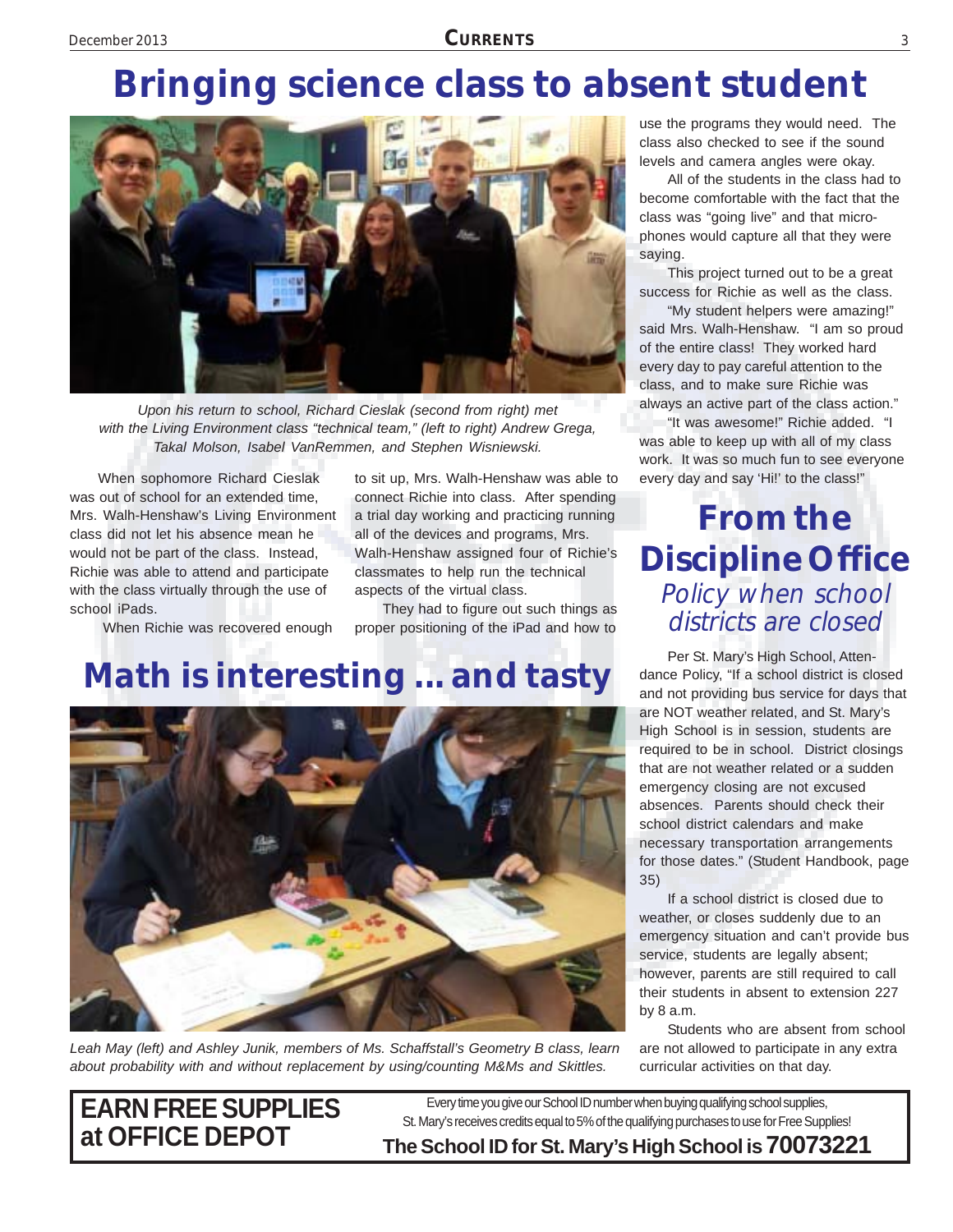# Bringing science class to absent student

*Upon his return to school, Richard Cieslak (second from right) met with the Living Environment class "technical team," (left to right) Andrew Grega, Takal Molson, Isabel VanRemmen, and Stephen Wisniewski.*

When sophomore Richard Cieslak was out of school for an extended time, Mrs. Walh-Henshaw's Living Environment class did not let his absence mean he would not be part of the class. Instead, Richie was able to attend and participate with the class virtually through the use of school iPads.

When Richie was recovered enough to sit up, Mrs. Walh-Henshaw was able to connect Richie into class. After spending a trial day working and practicing running all of the devices and programs, Mrs. Walh-Henshaw assigned four of Richie's classmates to help run the technical aspects of the virtual class.

They had to figure out such things as proper positioning of the iPad and how to use the programs they would need. The class also checked to see if the sound levels and camera angles were okay.

All of the students in the class had to become comfortable with the fact that the class was "going live" and that microphones would capture all that they were saying.

This project turned out to be a great success for Richie as well as the class.

"My student helpers were amazing!" said Mrs. Walh-Henshaw. "I am so proud of the entire class! They worked hard every day to pay careful attention to the class, and to make sure Richie was always an active part of the class action."

"It was awesome!" Richie added. "I was able to keep up with all of my class work. It was so much fun to see everyone every day and say 'Hi!' to the class!"

# Math is interesting ... and tasty

*Leah May (left) and Ashley Junik, members of Ms. Schaffstall's Geometry B class, learn about probability with and without replacement by using/counting M&Ms and Skittles.*

# From the Discipline Office

## *Policy when school districts are closed*

Per St. Mary's High School, Attendance Policy, "If a school district is closed and not providing bus service for days that are NOT weather related, and St. Mary's High School is in session, students are required to be in school. District closings that are not weather related or a sudden emergency closing are not excused absences. Parents should check their school district calendars and make necessary transportation arrangements for those dates." (Student Handbook, page 35)

If a school district is closed due to weather, or closes suddenly due to an emergency situation and can't provide bus service, students are legally absent; however, parents are still required to call their students in absent to extension 227 by 8 a.m.

Students who are absent from school are not allowed to participate in any extra curricular activities on that day.

**EARN FREE SUPPLIES at OFFICE DEPOT**

Every time you give our School ID number when buying qualifying school supplies, St. Mary's receives credits equal to 5% of the qualifying purchases to use for Free Supplies!

**The School ID for St. Mary's High School is 70073221**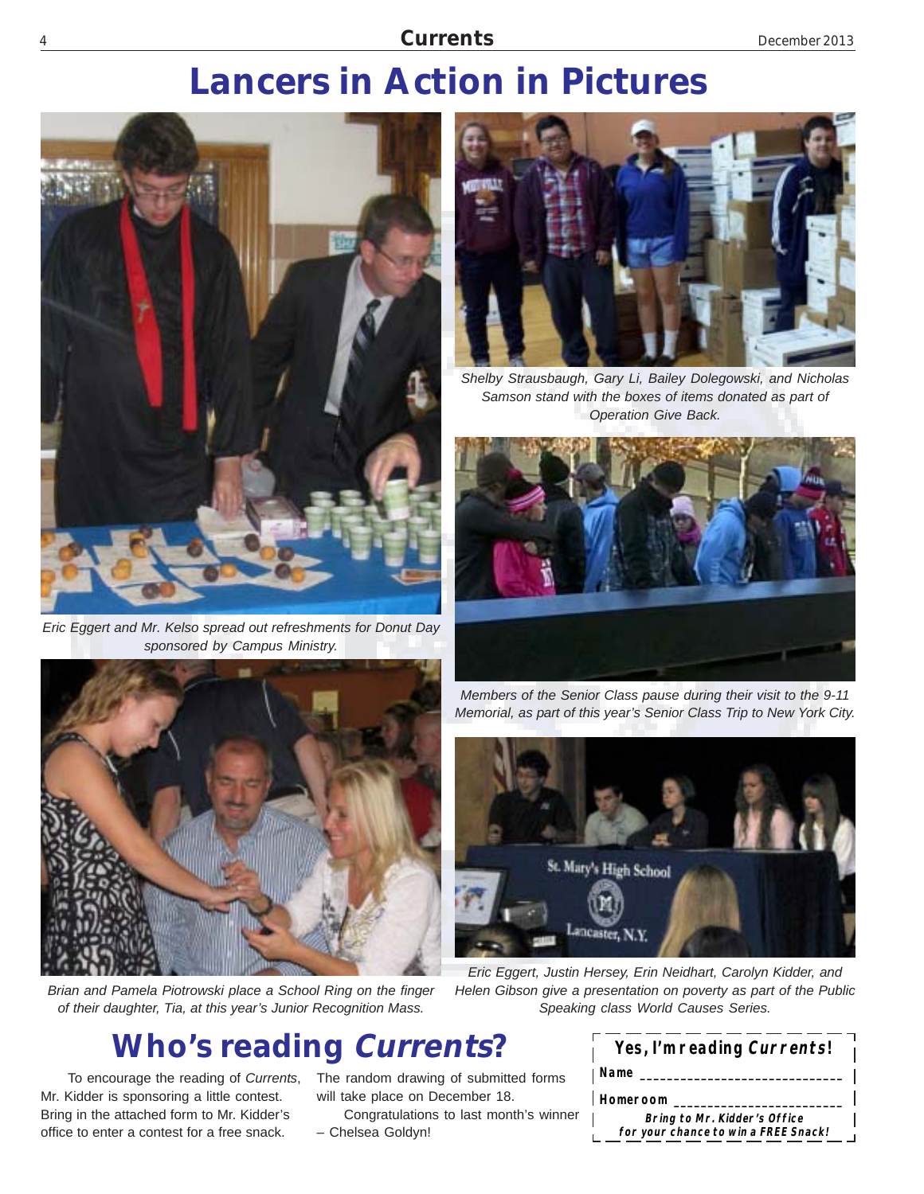# Lancers in Action in Pictures

Eric Eggert and Mr. Kelso spread out refreshments for Donut Day sponsored by Campus Ministry.

Shelby Strausbaugh, Gary Li, Bailey Dolegowski, and Nicholas Samson stand with the boxes of items donated as part of Operation Give Back.

Members of the Senior Class pause during their visit to the 9-11 Memorial, as part of this year's Senior Class Trip to New York City.

Brian and Pamela Piotrowski place a School Ring on the finger of their daughter, Tia, at this year's Junior Recognition Mass.

Eric Eggert, Justin Hersey, Erin Neidhart, Carolyn Kidder, and Helen Gibson give a presentation on poverty as part of the Public Speaking class World Causes Series.

## Who's reading *Currents*?

To encourage the reading of *Currents*, Mr. Kidder is sponsoring a little contest. Bring in the attached form to Mr. Kidder's office to enter a contest for a free snack. The random drawing of submitted forms will take place on December 18.

Congratulations to last month's winner – Chelsea Goldyn!

**Yes, I'm reading *Currents*!**

**Name** ______________________________

**Homeroom** ______________________

***Bring to Mr. Kidder's Office for your chance to win a FREE Snack!***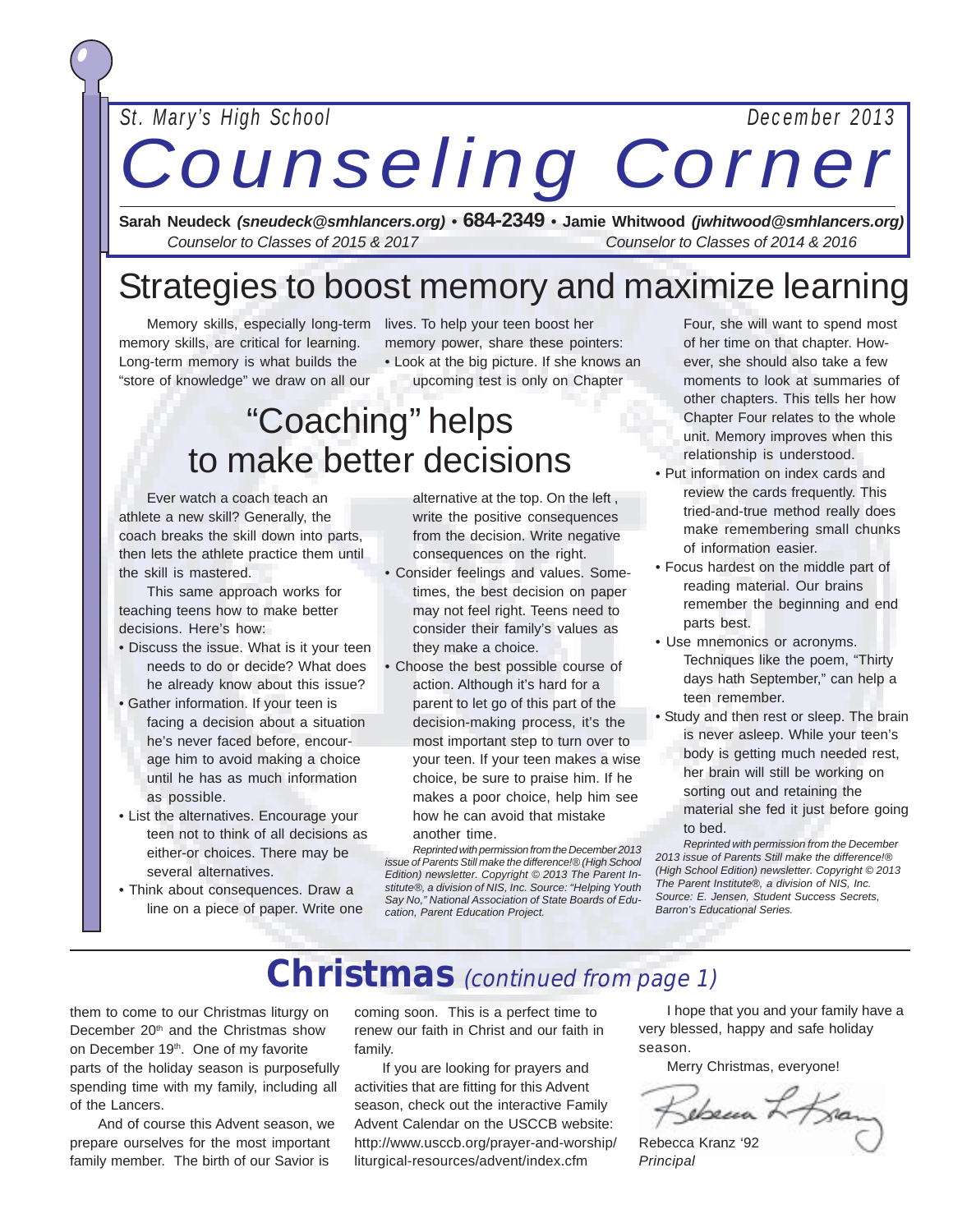St. Mary's High School — December 2013

# Counseling Corner

**Sarah Neudeck** ***(sneudeck@smhlancers.org)*** • **684-2349** • **Jamie Whitwood** ***(jwhitwood@smhlancers.org)***

*Counselor to Classes of 2015 & 2017* — *Counselor to Classes of 2014 & 2016*

## Strategies to boost memory and maximize learning

Memory skills, especially long-term memory skills, are critical for learning. Long-term memory is what builds the "store of knowledge" we draw on all our lives. To help your teen boost her memory power, share these pointers:

- Look at the big picture. If she knows an upcoming test is only on Chapter Four, she will want to spend most of her time on that chapter. However, she should also take a few moments to look at summaries of other chapters. This tells her how Chapter Four relates to the whole unit. Memory improves when this relationship is understood.
- Put information on index cards and review the cards frequently. This tried-and-true method really does make remembering small chunks of information easier.
- Focus hardest on the middle part of reading material. Our brains remember the beginning and end parts best.
- Use mnemonics or acronyms. Techniques like the poem, "Thirty days hath September," can help a teen remember.
- Study and then rest or sleep. The brain is never asleep. While your teen's body is getting much needed rest, her brain will still be working on sorting out and retaining the material she fed it just before going to bed.

*Reprinted with permission from the December 2013 issue of Parents Still make the difference!® (High School Edition) newsletter. Copyright © 2013 The Parent Institute®, a division of NIS, Inc. Source: E. Jensen, Student Success Secrets, Barron's Educational Series.*

## "Coaching" helps to make better decisions

Ever watch a coach teach an athlete a new skill? Generally, the coach breaks the skill down into parts, then lets the athlete practice them until the skill is mastered.

This same approach works for teaching teens how to make better decisions. Here's how:

- Discuss the issue. What is it your teen needs to do or decide? What does he already know about this issue?
- Gather information. If your teen is facing a decision about a situation he's never faced before, encourage him to avoid making a choice until he has as much information as possible.
- List the alternatives. Encourage your teen not to think of all decisions as either-or choices. There may be several alternatives.
- Think about consequences. Draw a line on a piece of paper. Write one alternative at the top. On the left , write the positive consequences from the decision. Write negative consequences on the right.
- Consider feelings and values. Sometimes, the best decision on paper may not feel right. Teens need to consider their family's values as they make a choice.
- Choose the best possible course of action. Although it's hard for a parent to let go of this part of the decision-making process, it's the most important step to turn over to your teen. If your teen makes a wise choice, be sure to praise him. If he makes a poor choice, help him see how he can avoid that mistake another time.

*Reprinted with permission from the December 2013 issue of Parents Still make the difference!® (High School Edition) newsletter. Copyright © 2013 The Parent Institute®, a division of NIS, Inc. Source: "Helping Youth Say No," National Association of State Boards of Education, Parent Education Project.*

## Christmas *(continued from page 1)*

them to come to our Christmas liturgy on December 20th and the Christmas show on December 19th. One of my favorite parts of the holiday season is purposefully spending time with my family, including all of the Lancers.

And of course this Advent season, we prepare ourselves for the most important family member. The birth of our Savior is coming soon. This is a perfect time to renew our faith in Christ and our faith in family.

If you are looking for prayers and activities that are fitting for this Advent season, check out the interactive Family Advent Calendar on the USCCB website: http://www.usccb.org/prayer-and-worship/liturgical-resources/advent/index.cfm

I hope that you and your family have a very blessed, happy and safe holiday season.

Merry Christmas, everyone!

Rebecca Kranz '92
*Principal*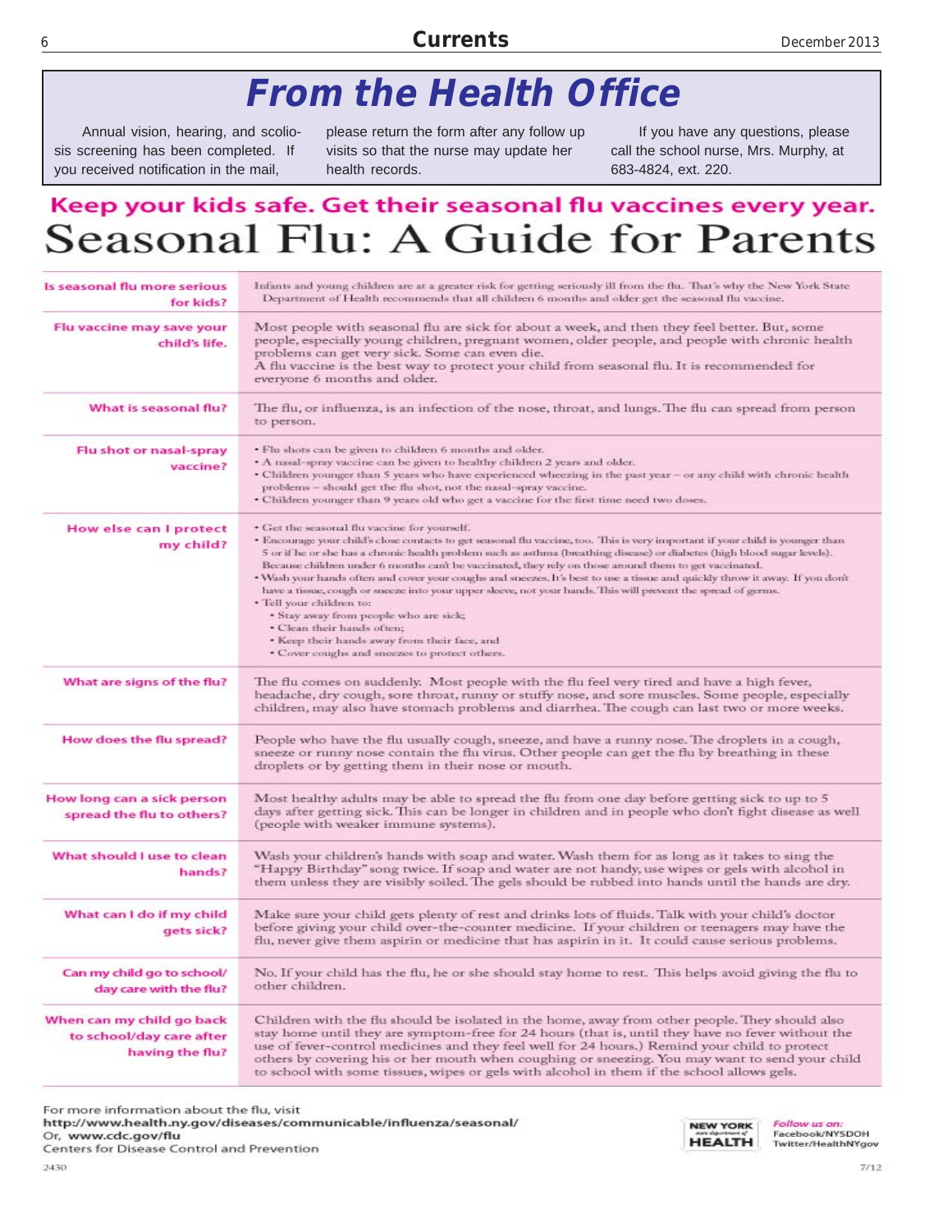# From the Health Office

Annual vision, hearing, and scoliosis screening has been completed. If you received notification in the mail, please return the form after any follow up visits so that the nurse may update her health records.

If you have any questions, please call the school nurse, Mrs. Murphy, at 683-4824, ext. 220.

## Keep your kids safe. Get their seasonal flu vaccines every year.

# Seasonal Flu: A Guide for Parents

| | |
|---|---|
| **Is seasonal flu more serious for kids?** | Infants and young children are at a greater risk for getting seriously ill from the flu. That's why the New York State Department of Health recommends that all children 6 months and older get the seasonal flu vaccine. |
| **Flu vaccine may save your child's life.** | Most people with seasonal flu are sick for about a week, and then they feel better. But, some people, especially young children, pregnant women, older people, and people with chronic health problems can get very sick. Some can even die.<br>A flu vaccine is the best way to protect your child from seasonal flu. It is recommended for everyone 6 months and older. |
| **What is seasonal flu?** | The flu, or influenza, is an infection of the nose, throat, and lungs. The flu can spread from person to person. |
| **Flu shot or nasal-spray vaccine?** | • Flu shots can be given to children 6 months and older.<br>• A nasal-spray vaccine can be given to healthy children 2 years and older.<br>• Children younger than 5 years who have experienced wheezing in the past year – or any child with chronic health problems – should get the flu shot, not the nasal-spray vaccine.<br>• Children younger than 9 years old who get a vaccine for the first time need two doses. |
| **How else can I protect my child?** | • Get the seasonal flu vaccine for yourself.<br>• Encourage your child's close contacts to get seasonal flu vaccine, too. This is very important if your child is younger than 5 or if he or she has a chronic health problem such as asthma (breathing disease) or diabetes (high blood sugar levels). Because children under 6 months can't be vaccinated, they rely on those around them to get vaccinated.<br>• Wash your hands often and cover your coughs and sneezes. It's best to use a tissue and quickly throw it away. If you don't have a tissue, cough or sneeze into your upper sleeve, not your hands. This will prevent the spread of germs.<br>• Tell your children to:<br>  • Stay away from people who are sick;<br>  • Clean their hands often;<br>  • Keep their hands away from their face, and<br>  • Cover coughs and sneezes to protect others. |
| **What are signs of the flu?** | The flu comes on suddenly. Most people with the flu feel very tired and have a high fever, headache, dry cough, sore throat, runny or stuffy nose, and sore muscles. Some people, especially children, may also have stomach problems and diarrhea. The cough can last two or more weeks. |
| **How does the flu spread?** | People who have the flu usually cough, sneeze, and have a runny nose. The droplets in a cough, sneeze or runny nose contain the flu virus. Other people can get the flu by breathing in these droplets or by getting them in their nose or mouth. |
| **How long can a sick person spread the flu to others?** | Most healthy adults may be able to spread the flu from one day before getting sick to up to 5 days after getting sick. This can be longer in children and in people who don't fight disease as well (people with weaker immune systems). |
| **What should I use to clean hands?** | Wash your children's hands with soap and water. Wash them for as long as it takes to sing the "Happy Birthday" song twice. If soap and water are not handy, use wipes or gels with alcohol in them unless they are visibly soiled. The gels should be rubbed into hands until the hands are dry. |
| **What can I do if my child gets sick?** | Make sure your child gets plenty of rest and drinks lots of fluids. Talk with your child's doctor before giving your child over-the-counter medicine. If your children or teenagers may have the flu, never give them aspirin or medicine that has aspirin in it. It could cause serious problems. |
| **Can my child go to school/day care with the flu?** | No. If your child has the flu, he or she should stay home to rest. This helps avoid giving the flu to other children. |
| **When can my child go back to school/day care after having the flu?** | Children with the flu should be isolated in the home, away from other people. They should also stay home until they are symptom-free for 24 hours (that is, until they have no fever without the use of fever-control medicines and they feel well for 24 hours.) Remind your child to protect others by covering his or her mouth when coughing or sneezing. You may want to send your child to school with some tissues, wipes or gels with alcohol in them if the school allows gels. |

For more information about the flu, visit
**http://www.health.ny.gov/diseases/communicable/influenza/seasonal/**
Or, **www.cdc.gov/flu**
Centers for Disease Control and Prevention

NEW YORK state department of HEALTH

*Follow us on:*
Facebook/NYSDOH
Twitter/HealthNYgov

2430

7/12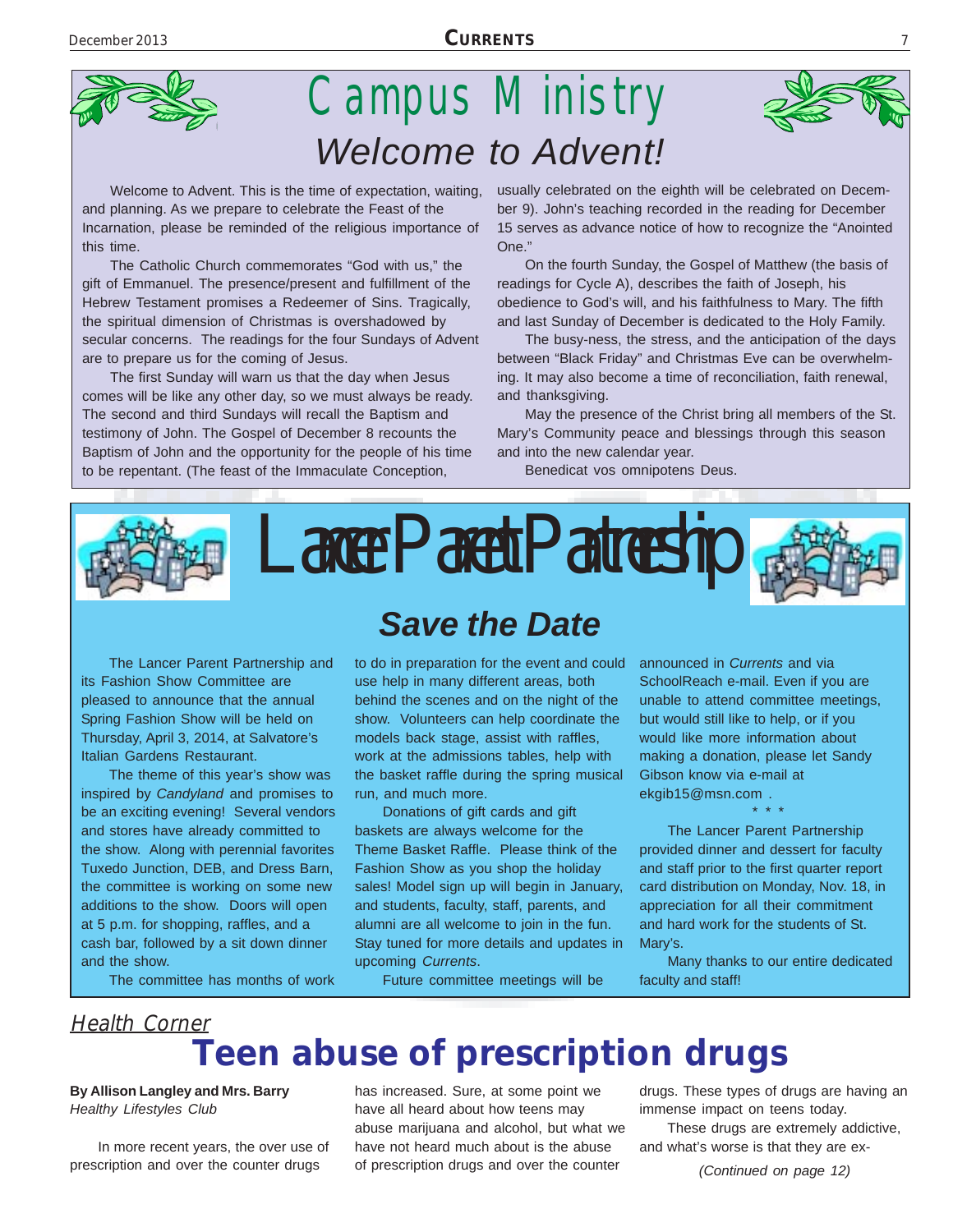# Campus Ministry

## Welcome to Advent!

Welcome to Advent. This is the time of expectation, waiting, and planning. As we prepare to celebrate the Feast of the Incarnation, please be reminded of the religious importance of this time.

The Catholic Church commemorates "God with us," the gift of Emmanuel. The presence/present and fulfillment of the Hebrew Testament promises a Redeemer of Sins. Tragically, the spiritual dimension of Christmas is overshadowed by secular concerns. The readings for the four Sundays of Advent are to prepare us for the coming of Jesus.

The first Sunday will warn us that the day when Jesus comes will be like any other day, so we must always be ready. The second and third Sundays will recall the Baptism and testimony of John. The Gospel of December 8 recounts the Baptism of John and the opportunity for the people of his time to be repentant. (The feast of the Immaculate Conception, usually celebrated on the eighth will be celebrated on December 9). John's teaching recorded in the reading for December 15 serves as advance notice of how to recognize the "Anointed One."

On the fourth Sunday, the Gospel of Matthew (the basis of readings for Cycle A), describes the faith of Joseph, his obedience to God's will, and his faithfulness to Mary. The fifth and last Sunday of December is dedicated to the Holy Family.

The busy-ness, the stress, and the anticipation of the days between "Black Friday" and Christmas Eve can be overwhelming. It may also become a time of reconciliation, faith renewal, and thanksgiving.

May the presence of the Christ bring all members of the St. Mary's Community peace and blessings through this season and into the new calendar year.

Benedicat vos omnipotens Deus.

# Lancer Parent Partnership

## Save the Date

The Lancer Parent Partnership and its Fashion Show Committee are pleased to announce that the annual Spring Fashion Show will be held on Thursday, April 3, 2014, at Salvatore's Italian Gardens Restaurant.

The theme of this year's show was inspired by *Candyland* and promises to be an exciting evening! Several vendors and stores have already committed to the show. Along with perennial favorites Tuxedo Junction, DEB, and Dress Barn, the committee is working on some new additions to the show. Doors will open at 5 p.m. for shopping, raffles, and a cash bar, followed by a sit down dinner and the show.

The committee has months of work to do in preparation for the event and could use help in many different areas, both behind the scenes and on the night of the show. Volunteers can help coordinate the models back stage, assist with raffles, work at the admissions tables, help with the basket raffle during the spring musical run, and much more.

Donations of gift cards and gift baskets are always welcome for the Theme Basket Raffle. Please think of the Fashion Show as you shop the holiday sales! Model sign up will begin in January, and students, faculty, staff, parents, and alumni are all welcome to join in the fun. Stay tuned for more details and updates in upcoming *Currents*.

Future committee meetings will be announced in *Currents* and via SchoolReach e-mail. Even if you are unable to attend committee meetings, but would still like to help, or if you would like more information about making a donation, please let Sandy Gibson know via e-mail at ekgib15@msn.com .

\* \* \*

The Lancer Parent Partnership provided dinner and dessert for faculty and staff prior to the first quarter report card distribution on Monday, Nov. 18, in appreciation for all their commitment and hard work for the students of St. Mary's.

Many thanks to our entire dedicated faculty and staff!

*Health Corner*

# Teen abuse of prescription drugs

**By Allison Langley and Mrs. Barry**
*Healthy Lifestyles Club*

In more recent years, the over use of prescription and over the counter drugs has increased. Sure, at some point we have all heard about how teens may abuse marijuana and alcohol, but what we have not heard much about is the abuse of prescription drugs and over the counter drugs. These types of drugs are having an immense impact on teens today.

These drugs are extremely addictive, and what's worse is that they are ex-

*(Continued on page 12)*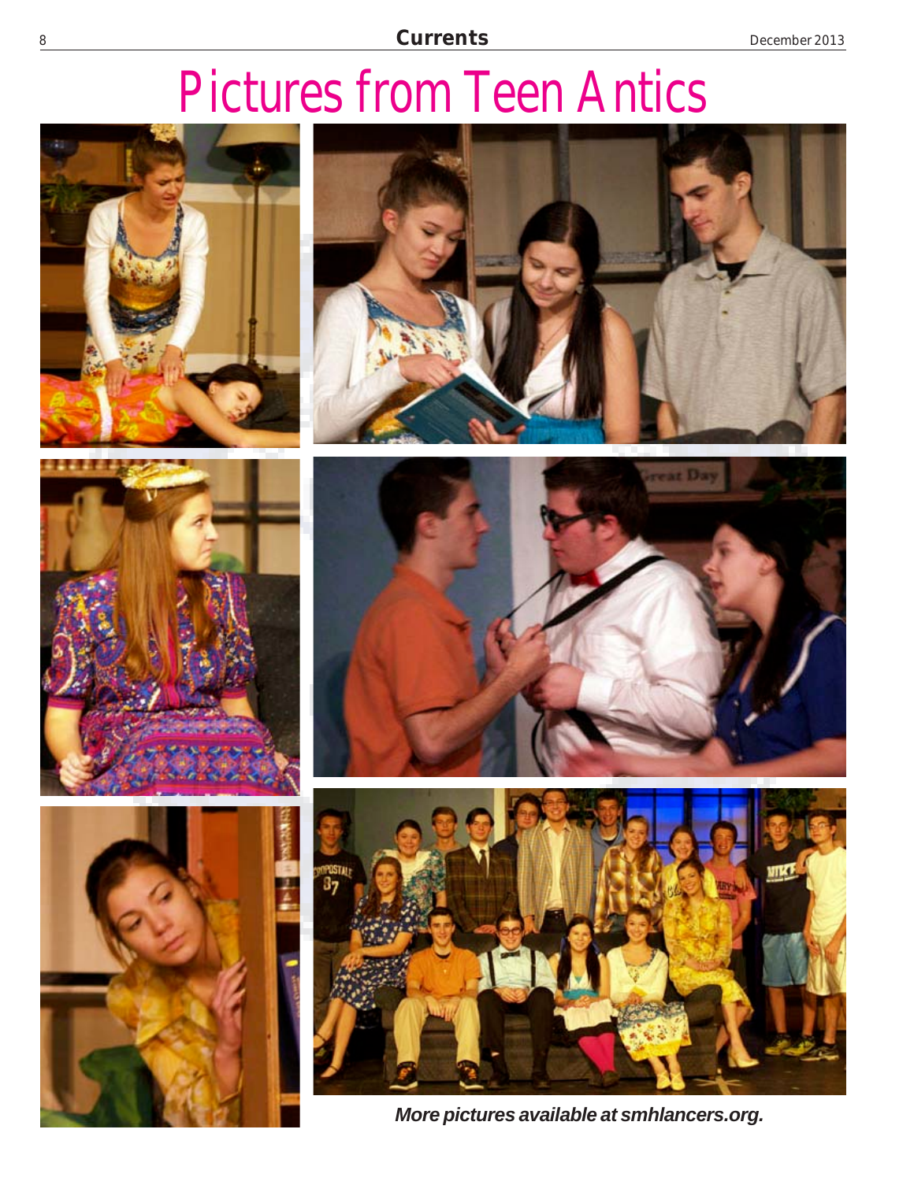# Pictures from Teen Antics

***More pictures available at smhlancers.org.***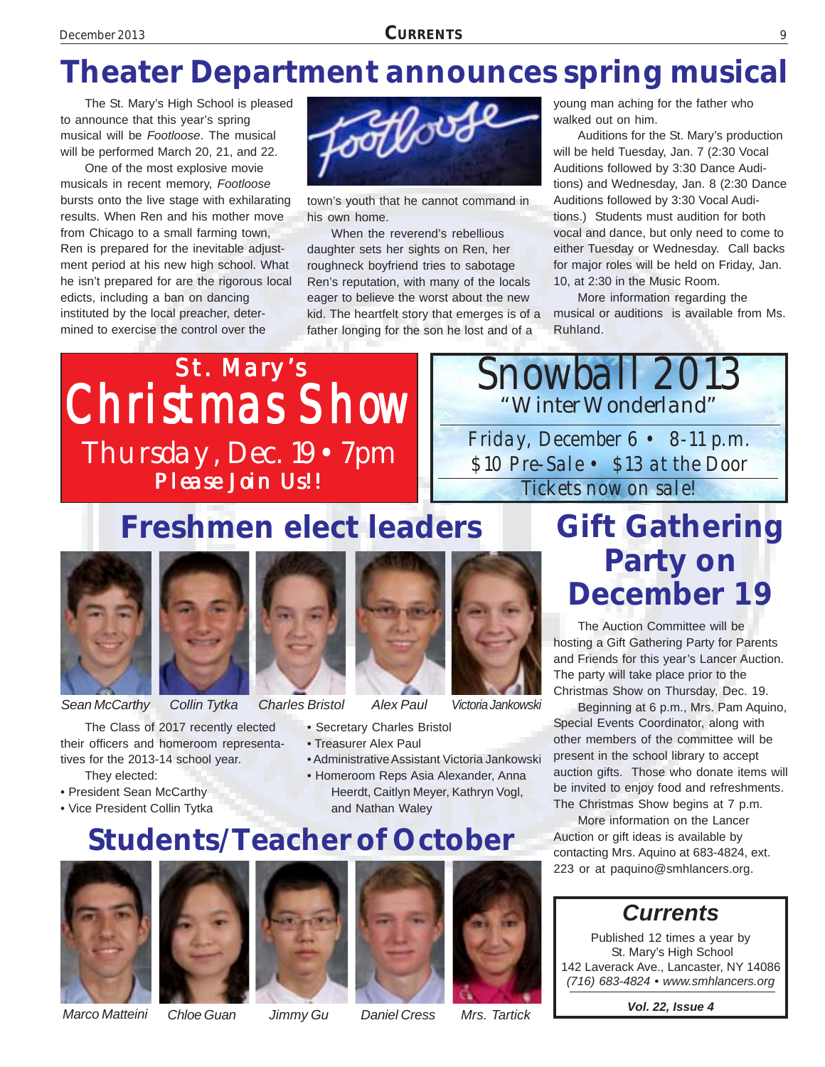# Theater Department announces spring musical

The St. Mary's High School is pleased to announce that this year's spring musical will be *Footloose*. The musical will be performed March 20, 21, and 22.

One of the most explosive movie musicals in recent memory, *Footloose* bursts onto the live stage with exhilarating results. When Ren and his mother move from Chicago to a small farming town, Ren is prepared for the inevitable adjustment period at his new high school. What he isn't prepared for are the rigorous local edicts, including a ban on dancing instituted by the local preacher, determined to exercise the control over the town's youth that he cannot command in his own home.

When the reverend's rebellious daughter sets her sights on Ren, her roughneck boyfriend tries to sabotage Ren's reputation, with many of the locals eager to believe the worst about the new kid. The heartfelt story that emerges is of a father longing for the son he lost and of a young man aching for the father who walked out on him.

Auditions for the St. Mary's production will be held Tuesday, Jan. 7 (2:30 Vocal Auditions followed by 3:30 Dance Auditions) and Wednesday, Jan. 8 (2:30 Dance Auditions followed by 3:30 Vocal Auditions.) Students must audition for both vocal and dance, but only need to come to either Tuesday or Wednesday. Call backs for major roles will be held on Friday, Jan. 10, at 2:30 in the Music Room.

More information regarding the musical or auditions is available from Ms. Ruhland.

**St. Mary's**
**Christmas Show**
Thursday, Dec. 19 • 7pm
**Please Join Us!!**

**Snowball 2013**
"Winter Wonderland"
Friday, December 6 • 8-11 p.m.
$10 Pre-Sale • $13 at the Door
Tickets now on sale!

# Freshmen elect leaders

*Sean McCarthy* — *Collin Tytka* — *Charles Bristol* — *Alex Paul* — *Victoria Jankowski*

The Class of 2017 recently elected their officers and homeroom representatives for the 2013-14 school year.

They elected:

- President Sean McCarthy
- Vice President Collin Tytka
- Secretary Charles Bristol
- Treasurer Alex Paul
- Administrative Assistant Victoria Jankowski
- Homeroom Reps Asia Alexander, Anna Heerdt, Caitlyn Meyer, Kathryn Vogl, and Nathan Waley

# Students/Teacher of October

*Marco Matteini* — *Chloe Guan* — *Jimmy Gu* — *Daniel Cress* — *Mrs. Tartick*

# Gift Gathering Party on December 19

The Auction Committee will be hosting a Gift Gathering Party for Parents and Friends for this year's Lancer Auction. The party will take place prior to the Christmas Show on Thursday, Dec. 19.

Beginning at 6 p.m., Mrs. Pam Aquino, Special Events Coordinator, along with other members of the committee will be present in the school library to accept auction gifts. Those who donate items will be invited to enjoy food and refreshments. The Christmas Show begins at 7 p.m.

More information on the Lancer Auction or gift ideas is available by contacting Mrs. Aquino at 683-4824, ext. 223 or at paquino@smhlancers.org.

**Currents**

Published 12 times a year by
St. Mary's High School
142 Laverack Ave., Lancaster, NY 14086
*(716) 683-4824 • www.smhlancers.org*

***Vol. 22, Issue 4***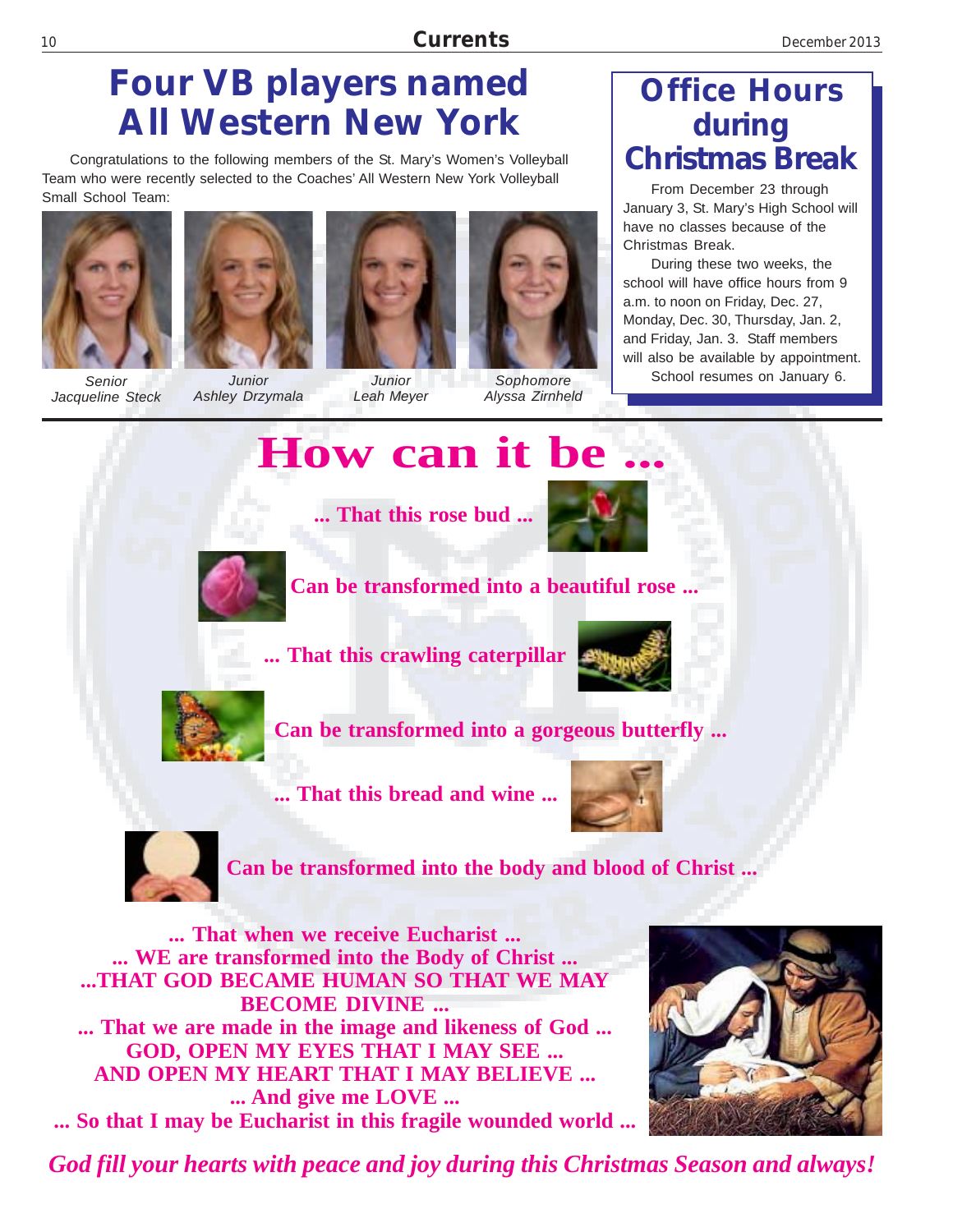# Four VB players named All Western New York

Congratulations to the following members of the St. Mary's Women's Volleyball Team who were recently selected to the Coaches' All Western New York Volleyball Small School Team:

*Senior Jacqueline Steck*

*Junior Ashley Drzymala*

*Junior Leah Meyer*

*Sophomore Alyssa Zirnheld*

## Office Hours during Christmas Break

From December 23 through January 3, St. Mary's High School will have no classes because of the Christmas Break.

During these two weeks, the school will have office hours from 9 a.m. to noon on Friday, Dec. 27, Monday, Dec. 30, Thursday, Jan. 2, and Friday, Jan. 3. Staff members will also be available by appointment.

School resumes on January 6.

# How can it be ...

**... That this rose bud ...**

**Can be transformed into a beautiful rose ...**

**... That this crawling caterpillar**

**Can be transformed into a gorgeous butterfly ...**

**... That this bread and wine ...**

**Can be transformed into the body and blood of Christ ...**

**... That when we receive Eucharist ...**
**... WE are transformed into the Body of Christ ...**
**...THAT GOD BECAME HUMAN SO THAT WE MAY BECOME DIVINE ...**
**... That we are made in the image and likeness of God ...**
**GOD, OPEN MY EYES THAT I MAY SEE ...**
**AND OPEN MY HEART THAT I MAY BELIEVE ...**
**... And give me LOVE ...**
**... So that I may be Eucharist in this fragile wounded world ...**

***God fill your hearts with peace and joy during this Christmas Season and always!***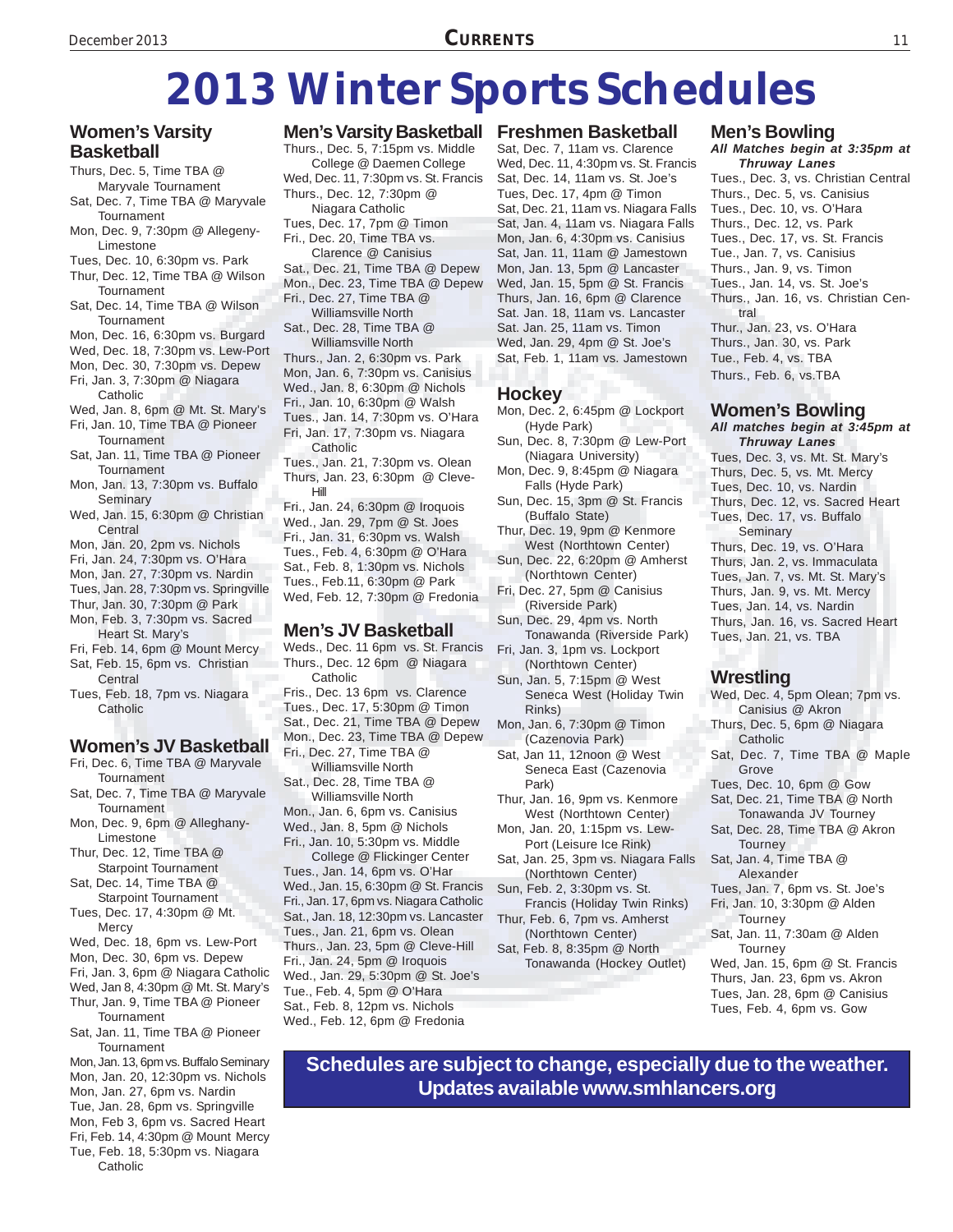# 2013 Winter Sports Schedules

## Women's Varsity Basketball

- Thurs, Dec. 5, Time TBA @ Maryvale Tournament
- Sat, Dec. 7, Time TBA @ Maryvale Tournament
- Mon, Dec. 9, 7:30pm @ Allegeny-Limestone
- Tues, Dec. 10, 6:30pm vs. Park
- Thur, Dec. 12, Time TBA @ Wilson Tournament
- Sat, Dec. 14, Time TBA @ Wilson Tournament
- Mon, Dec. 16, 6:30pm vs. Burgard
- Wed, Dec. 18, 7:30pm vs. Lew-Port
- Mon, Dec. 30, 7:30pm vs. Depew
- Fri, Jan. 3, 7:30pm @ Niagara Catholic
- Wed, Jan. 8, 6pm @ Mt. St. Mary's
- Fri, Jan. 10, Time TBA @ Pioneer Tournament
- Sat, Jan. 11, Time TBA @ Pioneer Tournament
- Mon, Jan. 13, 7:30pm vs. Buffalo Seminary
- Wed, Jan. 15, 6:30pm @ Christian Central
- Mon, Jan. 20, 2pm vs. Nichols
- Fri, Jan. 24, 7:30pm vs. O'Hara
- Mon, Jan. 27, 7:30pm vs. Nardin
- Tues, Jan. 28, 7:30pm vs. Springville
- Thur, Jan. 30, 7:30pm @ Park
- Mon, Feb. 3, 7:30pm vs. Sacred Heart St. Mary's
- Fri, Feb. 14, 6pm @ Mount Mercy
- Sat, Feb. 15, 6pm vs. Christian Central
- Tues, Feb. 18, 7pm vs. Niagara Catholic

## Women's JV Basketball

- Fri, Dec. 6, Time TBA @ Maryvale Tournament
- Sat, Dec. 7, Time TBA @ Maryvale Tournament
- Mon, Dec. 9, 6pm @ Allleghany-Limestone
- Thur, Dec. 12, Time TBA @ Starpoint Tournament
- Sat, Dec. 14, Time TBA @ Starpoint Tournament
- Tues, Dec. 17, 4:30pm @ Mt. Mercy
- Wed, Dec. 18, 6pm vs. Lew-Port
- Mon, Dec. 30, 6pm vs. Depew
- Fri, Jan. 3, 6pm @ Niagara Catholic
- Wed, Jan 8, 4:30pm @ Mt. St. Mary's
- Thur, Jan. 9, Time TBA @ Pioneer Tournament
- Sat, Jan. 11, Time TBA @ Pioneer Tournament
- Mon, Jan. 13, 6pm vs. Buffalo Seminary
- Mon, Jan. 20, 12:30pm vs. Nichols
- Mon, Jan. 27, 6pm vs. Nardin
- Tue, Jan. 28, 6pm vs. Springville
- Mon, Feb 3, 6pm vs. Sacred Heart
- Fri, Feb. 14, 4:30pm @ Mount Mercy
- Tue, Feb. 18, 5:30pm vs. Niagara Catholic

## Men's Varsity Basketball

- Thurs., Dec. 5, 7:15pm vs. Middle College @ Daemen College
- Wed, Dec. 11, 7:30pm vs. St. Francis
- Thurs., Dec. 12, 7:30pm @ Niagara Catholic
- Tues, Dec. 17, 7pm @ Timon
- Fri., Dec. 20, Time TBA vs. Clarence @ Canisius
- Sat., Dec. 21, Time TBA @ Depew
- Mon., Dec. 23, Time TBA @ Depew
- Fri., Dec. 27, Time TBA @ Williamsville North
- Sat., Dec. 28, Time TBA @ Williamsville North
- Thurs., Jan. 2, 6:30pm vs. Park
- Mon, Jan. 6, 7:30pm vs. Canisius
- Wed., Jan. 8, 6:30pm @ Nichols
- Fri., Jan. 10, 6:30pm @ Walsh
- Tues., Jan. 14, 7:30pm vs. O'Hara
- Fri, Jan. 17, 7:30pm vs. Niagara Catholic
- Tues., Jan. 21, 7:30pm vs. Olean
- Thurs, Jan. 23, 6:30pm @ Cleve-Hill
- Fri., Jan. 24, 6:30pm @ Iroquois
- Wed., Jan. 29, 7pm @ St. Joes
- Fri., Jan. 31, 6:30pm vs. Walsh
- Tues., Feb. 4, 6:30pm @ O'Hara
- Sat., Feb. 8, 1:30pm vs. Nichols
- Tues., Feb.11, 6:30pm @ Park
- Wed, Feb. 12, 7:30pm @ Fredonia

## Men's JV Basketball

- Weds., Dec. 11 6pm vs. St. Francis
- Thurs., Dec. 12 6pm @ Niagara Catholic
- Fris., Dec. 13 6pm vs. Clarence
- Tues., Dec. 17, 5:30pm @ Timon
- Sat., Dec. 21, Time TBA @ Depew
- Mon., Dec. 23, Time TBA @ Depew
- Fri., Dec. 27, Time TBA @ Williamsville North
- Sat., Dec. 28, Time TBA @ Williamsville North
- Mon., Jan. 6, 6pm vs. Canisius
- Wed., Jan. 8, 5pm @ Nichols
- Fri., Jan. 10, 5:30pm vs. Middle College @ Flickinger Center
- Tues., Jan. 14, 6pm vs. O'Har
- Wed., Jan. 15, 6:30pm @ St. Francis
- Fri., Jan. 17, 6pm vs. Niagara Catholic
- Sat., Jan. 18, 12:30pm vs. Lancaster
- Tues., Jan. 21, 6pm vs. Olean
- Thurs., Jan. 23, 5pm @ Cleve-Hill
- Fri., Jan. 24, 5pm @ Iroquois
- Wed., Jan. 29, 5:30pm @ St. Joe's
- Tue., Feb. 4, 5pm @ O'Hara
- Sat., Feb. 8, 12pm vs. Nichols
- Wed., Feb. 12, 6pm @ Fredonia

## Freshmen Basketball

- Sat, Dec. 7, 11am vs. Clarence
- Wed, Dec. 11, 4:30pm vs. St. Francis
- Sat, Dec. 14, 11am vs. St. Joe's
- Tues, Dec. 17, 4pm @ Timon
- Sat, Dec. 21, 11am vs. Niagara Falls
- Sat, Jan. 4, 11am vs. Niagara Falls
- Mon, Jan. 6, 4:30pm vs. Canisius
- Sat, Jan. 11, 11am @ Jamestown
- Mon, Jan. 13, 5pm @ Lancaster
- Wed, Jan. 15, 5pm @ St. Francis
- Thurs, Jan. 16, 6pm @ Clarence
- Sat. Jan. 18, 11am vs. Lancaster
- Sat. Jan. 25, 11am vs. Timon
- Wed, Jan. 29, 4pm @ St. Joe's
- Sat, Feb. 1, 11am vs. Jamestown

## Hockey

- Mon, Dec. 2, 6:45pm @ Lockport (Hyde Park)
- Sun, Dec. 8, 7:30pm @ Lew-Port (Niagara University)
- Mon, Dec. 9, 8:45pm @ Niagara Falls (Hyde Park)
- Sun, Dec. 15, 3pm @ St. Francis (Buffalo State)
- Thur, Dec. 19, 9pm @ Kenmore West (Northtown Center)
- Sun, Dec. 22, 6:20pm @ Amherst (Northtown Center)
- Fri, Dec. 27, 5pm @ Canisius (Riverside Park)
- Sun, Dec. 29, 4pm vs. North Tonawanda (Riverside Park)
- Fri, Jan. 3, 1pm vs. Lockport (Northtown Center)
- Sun, Jan. 5, 7:15pm @ West Seneca West (Holiday Twin Rinks)
- Mon, Jan. 6, 7:30pm @ Timon (Cazenovia Park)
- Sat, Jan 11, 12noon @ West Seneca East (Cazenovia Park)
- Thur, Jan. 16, 9pm vs. Kenmore West (Northtown Center)
- Mon, Jan. 20, 1:15pm vs. Lew-Port (Leisure Ice Rink)
- Sat, Jan. 25, 3pm vs. Niagara Falls (Northtown Center)
- Sun, Feb. 2, 3:30pm vs. St. Francis (Holiday Twin Rinks)
- Thur, Feb. 6, 7pm vs. Amherst (Northtown Center)
- Sat, Feb. 8, 8:35pm @ North Tonawanda (Hockey Outlet)

## Men's Bowling

***All Matches begin at 3:35pm at Thruway Lanes***

- Tues., Dec. 3, vs. Christian Central
- Thurs., Dec. 5, vs. Canisius
- Tues., Dec. 10, vs. O'Hara
- Thurs., Dec. 12, vs. Park
- Tues., Dec. 17, vs. St. Francis
- Tue., Jan. 7, vs. Canisius
- Thurs., Jan. 9, vs. Timon
- Tues., Jan. 14, vs. St. Joe's
- Thurs., Jan. 16, vs. Christian Central
- Thur., Jan. 23, vs. O'Hara
- Thurs., Jan. 30, vs. Park
- Tue., Feb. 4, vs. TBA
- Thurs., Feb. 6, vs.TBA

## Women's Bowling

***All matches begin at 3:45pm at Thruway Lanes***

- Tues, Dec. 3, vs. Mt. St. Mary's
- Thurs, Dec. 5, vs. Mt. Mercy
- Tues, Dec. 10, vs. Nardin
- Thurs, Dec. 12, vs. Sacred Heart
- Tues, Dec. 17, vs. Buffalo Seminary
- Thurs, Dec. 19, vs. O'Hara
- Thurs, Jan. 2, vs. Immaculata
- Tues, Jan. 7, vs. Mt. St. Mary's
- Thurs, Jan. 9, vs. Mt. Mercy
- Tues, Jan. 14, vs. Nardin
- Thurs, Jan. 16, vs. Sacred Heart
- Tues, Jan. 21, vs. TBA

## Wrestling

- Wed, Dec. 4, 5pm Olean; 7pm vs. Canisius @ Akron
- Thurs, Dec. 5, 6pm @ Niagara Catholic
- Sat, Dec. 7, Time TBA @ Maple Grove
- Tues, Dec. 10, 6pm @ Gow
- Sat, Dec. 21, Time TBA @ North Tonawanda JV Tourney
- Sat, Dec. 28, Time TBA @ Akron Tourney
- Sat, Jan. 4, Time TBA @ Alexander
- Tues, Jan. 7, 6pm vs. St. Joe's
- Fri, Jan. 10, 3:30pm @ Alden Tourney
- Sat, Jan. 11, 7:30am @ Alden Tourney
- Wed, Jan. 15, 6pm @ St. Francis
- Thurs, Jan. 23, 6pm vs. Akron
- Tues, Jan. 28, 6pm @ Canisius
- Tues, Feb. 4, 6pm vs. Gow

**Schedules are subject to change, especially due to the weather. Updates available www.smhlancers.org**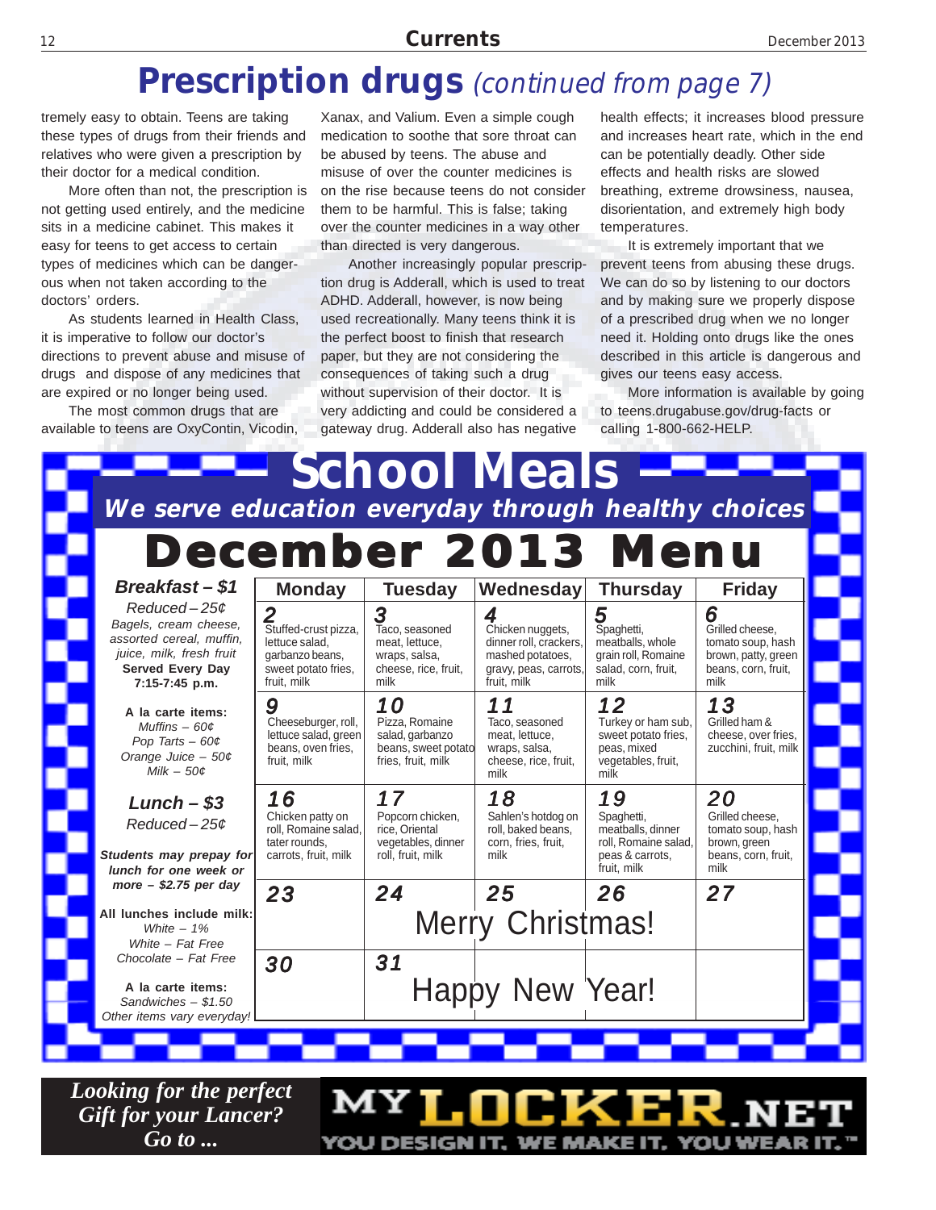# Prescription drugs *(continued from page 7)*

tremely easy to obtain. Teens are taking these types of drugs from their friends and relatives who were given a prescription by their doctor for a medical condition.

More often than not, the prescription is not getting used entirely, and the medicine sits in a medicine cabinet. This makes it easy for teens to get access to certain types of medicines which can be dangerous when not taken according to the doctors' orders.

As students learned in Health Class, it is imperative to follow our doctor's directions to prevent abuse and misuse of drugs and dispose of any medicines that are expired or no longer being used.

The most common drugs that are available to teens are OxyContin, Vicodin, Xanax, and Valium. Even a simple cough medication to soothe that sore throat can be abused by teens. The abuse and misuse of over the counter medicines is on the rise because teens do not consider them to be harmful. This is false; taking over the counter medicines in a way other than directed is very dangerous.

Another increasingly popular prescription drug is Adderall, which is used to treat ADHD. Adderall, however, is now being used recreationally. Many teens think it is the perfect boost to finish that research paper, but they are not considering the consequences of taking such a drug without supervision of their doctor. It is very addicting and could be considered a gateway drug. Adderall also has negative health effects; it increases blood pressure and increases heart rate, which in the end can be potentially deadly. Other side effects and health risks are slowed breathing, extreme drowsiness, nausea, disorientation, and extremely high body temperatures.

It is extremely important that we prevent teens from abusing these drugs. We can do so by listening to our doctors and by making sure we properly dispose of a prescribed drug when we no longer need it. Holding onto drugs like the ones described in this article is dangerous and gives our teens easy access.

More information is available by going to teens.drugabuse.gov/drug-facts or calling 1-800-662-HELP.

# School Meals

***We serve education everyday through healthy choices***

## December 2013 Menu

***Breakfast – $1***

*Reduced – 25¢*

*Bagels, cream cheese, assorted cereal, muffin, juice, milk, fresh fruit*

**Served Every Day 7:15-7:45 p.m.**

**A la carte items:**

*Muffins – 60¢*
*Pop Tarts – 60¢*
*Orange Juice – 50¢*
*Milk – 50¢*

***Lunch – $3***

*Reduced – 25¢*

***Students may prepay for lunch for one week or more – $2.75 per day***

**All lunches include milk:**

*White – 1%*
*White – Fat Free*
*Chocolate – Fat Free*

**A la carte items:**

*Sandwiches – $1.50*
*Other items vary everyday!*

| Monday | Tuesday | Wednesday | Thursday | Friday |
|---|---|---|---|---|
| **2** Stuffed-crust pizza, lettuce salad, garbanzo beans, sweet potato fries, fruit, milk | **3** Taco, seasoned meat, lettuce, wraps, salsa, cheese, rice, fruit, milk | **4** Chicken nuggets, dinner roll, crackers, mashed potatoes, gravy, peas, carrots, fruit, milk | **5** Spaghetti, meatballs, whole grain roll, Romaine salad, corn, fruit, milk | **6** Grilled cheese, tomato soup, hash brown, patty, green beans, corn, fruit, milk |
| **9** Cheeseburger, roll, lettuce salad, green beans, oven fries, fruit, milk | **10** Pizza, Romaine salad, garbanzo beans, sweet potato fries, fruit, milk | **11** Taco, seasoned meat, lettuce, wraps, salsa, cheese, rice, fruit, milk | **12** Turkey or ham sub, sweet potato fries, peas, mixed vegetables, fruit, milk | **13** Grilled ham & cheese, over fries, zucchini, fruit, milk |
| **16** Chicken patty on roll, Romaine salad, tater rounds, carrots, fruit, milk | **17** Popcorn chicken, rice, Oriental vegetables, dinner roll, fruit, milk | **18** Sahlen's hotdog on roll, baked beans, corn, fries, fruit, milk | **19** Spaghetti, meatballs, dinner roll, Romaine salad, peas & carrots, fruit, milk | **20** Grilled cheese, tomato soup, hash brown, green beans, corn, fruit, milk |
| **23** | **24** Merry Christmas! | **25** | **26** | **27** |
| **30** | **31** Happy New Year! | | | |

*Looking for the perfect Gift for your Lancer? Go to ...*

**MYLOCKER.NET**

YOU DESIGN IT. WE MAKE IT. YOU WEAR IT.™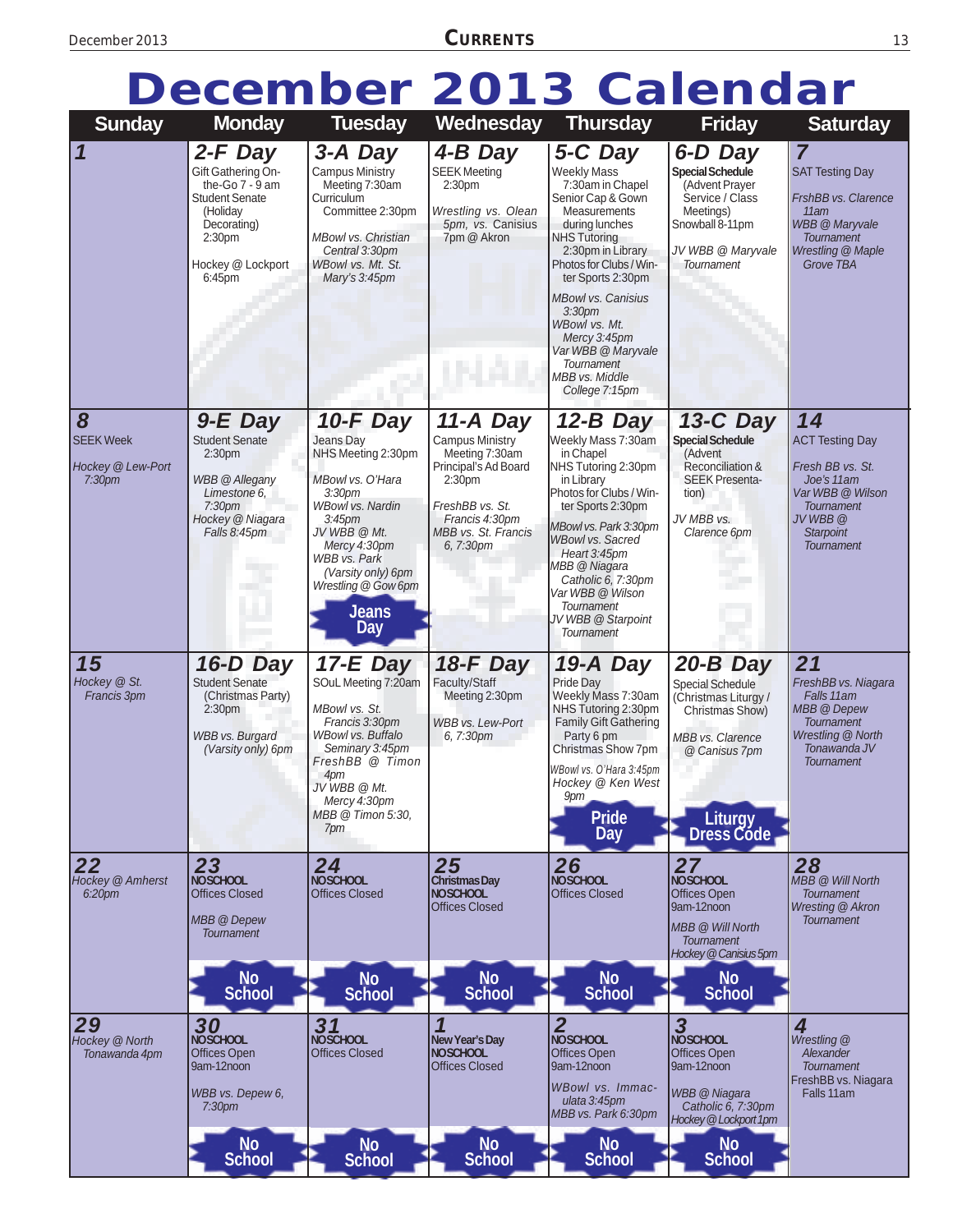# December 2013 Calendar

| Sunday | Monday | Tuesday | Wednesday | Thursday | Friday | Saturday |
|---|---|---|---|---|---|---|
| **1** | **2-F Day**<br>Gift Gathering On-the-Go 7 - 9 am<br>Student Senate (Holiday Decorating) 2:30pm<br>Hockey @ Lockport 6:45pm | **3-A Day**<br>Campus Ministry Meeting 7:30am<br>Curriculum Committee 2:30pm<br>*MBowl vs. Christian Central 3:30pm*<br>*WBowl vs. Mt. St. Mary's 3:45pm* | **4-B Day**<br>SEEK Meeting 2:30pm<br>*Wrestling vs. Olean 5pm, vs. Canisius 7pm @ Akron* | **5-C Day**<br>Weekly Mass 7:30am in Chapel<br>Senior Cap & Gown Measurements during lunches<br>NHS Tutoring 2:30pm in Library<br>Photos for Clubs / Winter Sports 2:30pm<br>*MBowl vs. Canisius 3:30pm*<br>*WBowl vs. Mt. Mercy 3:45pm*<br>*Var WBB @ Maryvale Tournament*<br>*MBB vs. Middle College 7:15pm* | **6-D Day**<br>**Special Schedule** (Advent Prayer Service / Class Meetings)<br>Snowball 8-11pm<br>*JV WBB @ Maryvale Tournament* | **7**<br>SAT Testing Day<br>*FrshBB vs. Clarence 11am*<br>*WBB @ Maryvale Tournament*<br>*Wrestling @ Maple Grove TBA* |
| **8**<br>SEEK Week<br>*Hockey @ Lew-Port 7:30pm* | **9-E Day**<br>Student Senate 2:30pm<br>*WBB @ Allegany Limestone 6, 7:30pm*<br>*Hockey @ Niagara Falls 8:45pm* | **10-F Day**<br>Jeans Day<br>NHS Meeting 2:30pm<br>*MBowl vs. O'Hara 3:30pm*<br>*WBowl vs. Nardin 3:45pm*<br>*JV WBB @ Mt. Mercy 4:30pm*<br>*WBB vs. Park (Varsity only) 6pm*<br>*Wrestling @ Gow 6pm*<br>**Jeans Day** | **11-A Day**<br>Campus Ministry Meeting 7:30am<br>Principal's Ad Board 2:30pm<br>*FreshBB vs. St. Francis 4:30pm*<br>*MBB vs. St. Francis 6, 7:30pm* | **12-B Day**<br>Weekly Mass 7:30am in Chapel<br>NHS Tutoring 2:30pm in Library<br>Photos for Clubs / Winter Sports 2:30pm<br>*MBowl vs. Park 3:30pm*<br>*WBowl vs. Sacred Heart 3:45pm*<br>*MBB @ Niagara Catholic 6, 7:30pm*<br>*Var WBB @ Wilson Tournament*<br>*JV WBB @ Starpoint Tournament* | **13-C Day**<br>**Special Schedule** (Advent Reconciliation & SEEK Presentation)<br>*JV MBB vs. Clarence 6pm* | **14**<br>ACT Testing Day<br>*Fresh BB vs. St. Joe's 11am*<br>*Var WBB @ Wilson Tournament*<br>*JV WBB @ Starpoint Tournament* |
| **15**<br>*Hockey @ St. Francis 3pm* | **16-D Day**<br>Student Senate (Christmas Party) 2:30pm<br>*WBB vs. Burgard (Varsity only) 6pm* | **17-E Day**<br>SOuL Meeting 7:20am<br>*MBowl vs. St. Francis 3:30pm*<br>*WBowl vs. Buffalo Seminary 3:45pm*<br>*FreshBB @ Timon 4pm*<br>*JV WBB @ Mt. Mercy 4:30pm*<br>*MBB @ Timon 5:30, 7pm* | **18-F Day**<br>Faculty/Staff Meeting 2:30pm<br>*WBB vs. Lew-Port 6, 7:30pm* | **19-A Day**<br>Pride Day<br>Weekly Mass 7:30am<br>NHS Tutoring 2:30pm<br>Family Gift Gathering Party 6 pm<br>Christmas Show 7pm<br>*WBowl vs. O'Hara 3:45pm*<br>*Hockey @ Ken West 9pm*<br>**Pride Day** | **20-B Day**<br>Special Schedule (Christmas Liturgy / Christmas Show)<br>*MBB vs. Clarence @ Canisus 7pm*<br>**Liturgy Dress Code** | **21**<br>*FreshBB vs. Niagara Falls 11am*<br>*MBB @ Depew Tournament*<br>*Wrestling @ North Tonawanda JV Tournament* |
| **22**<br>*Hockey @ Amherst 6:20pm* | **23**<br>**NO SCHOOL**<br>Offices Closed<br>*MBB @ Depew Tournament*<br>**No School** | **24**<br>**NO SCHOOL**<br>Offices Closed<br>**No School** | **25**<br>**Christmas Day**<br>**NO SCHOOL**<br>Offices Closed<br>**No School** | **26**<br>**NO SCHOOL**<br>Offices Closed<br>**No School** | **27**<br>**NO SCHOOL**<br>Offices Open 9am-12noon<br>*MBB @ Will North Tournament*<br>*Hockey @ Canisius 5pm*<br>**No School** | **28**<br>*MBB @ Will North Tournament*<br>*Wresting @ Akron Tournament* |
| **29**<br>*Hockey @ North Tonawanda 4pm* | **30**<br>**NO SCHOOL**<br>Offices Open 9am-12noon<br>*WBB vs. Depew 6, 7:30pm*<br>**No School** | **31**<br>**NO SCHOOL**<br>Offices Closed<br>**No School** | **1**<br>**New Year's Day**<br>**NO SCHOOL**<br>Offices Closed<br>**No School** | **2**<br>**NO SCHOOL**<br>Offices Open 9am-12noon<br>*WBowl vs. Immaculata 3:45pm*<br>*MBB vs. Park 6:30pm*<br>**No School** | **3**<br>**NO SCHOOL**<br>Offices Open 9am-12noon<br>*WBB @ Niagara Catholic 6, 7:30pm*<br>*Hockey @ Lockport 1pm*<br>**No School** | **4**<br>*Wrestling @ Alexander Tournament*<br>FreshBB vs. Niagara Falls 11am |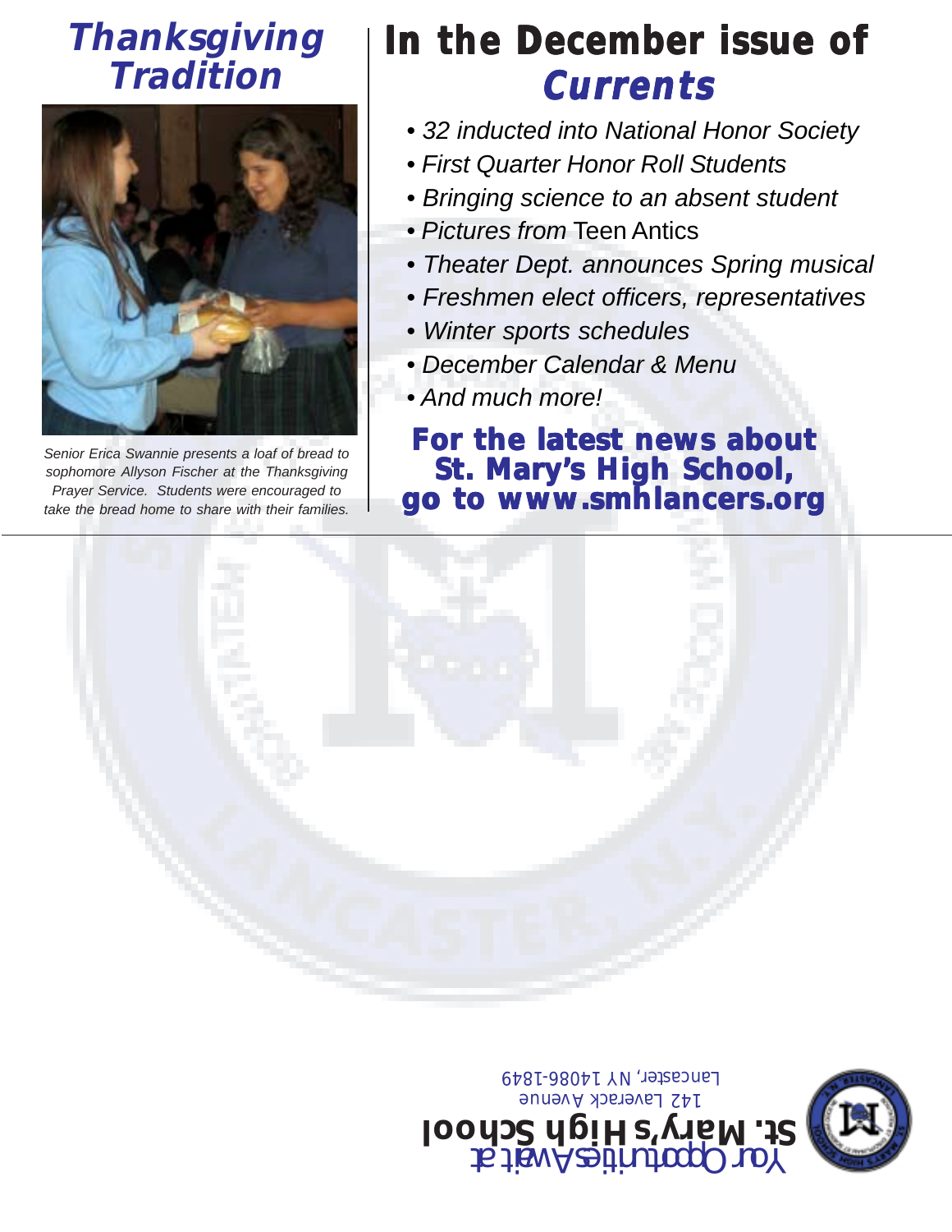## Thanksgiving Tradition

Senior Erica Swannie presents a loaf of bread to sophomore Allyson Fischer at the Thanksgiving Prayer Service. Students were encouraged to take the bread home to share with their families.

## In the December issue of *Currents*

- *32 inducted into National Honor Society*
- *First Quarter Honor Roll Students*
- *Bringing science to an absent student*
- *Pictures from* Teen Antics
- *Theater Dept. announces Spring musical*
- *Freshmen elect officers, representatives*
- *Winter sports schedules*
- *December Calendar & Menu*
- *And much more!*

**For the latest news about St. Mary's High School, go to www.smhlancers.org**

Your Opportunities Await at

**St. Mary's High School**

142 Laverack Avenue

Lancaster, NY 14086-1849